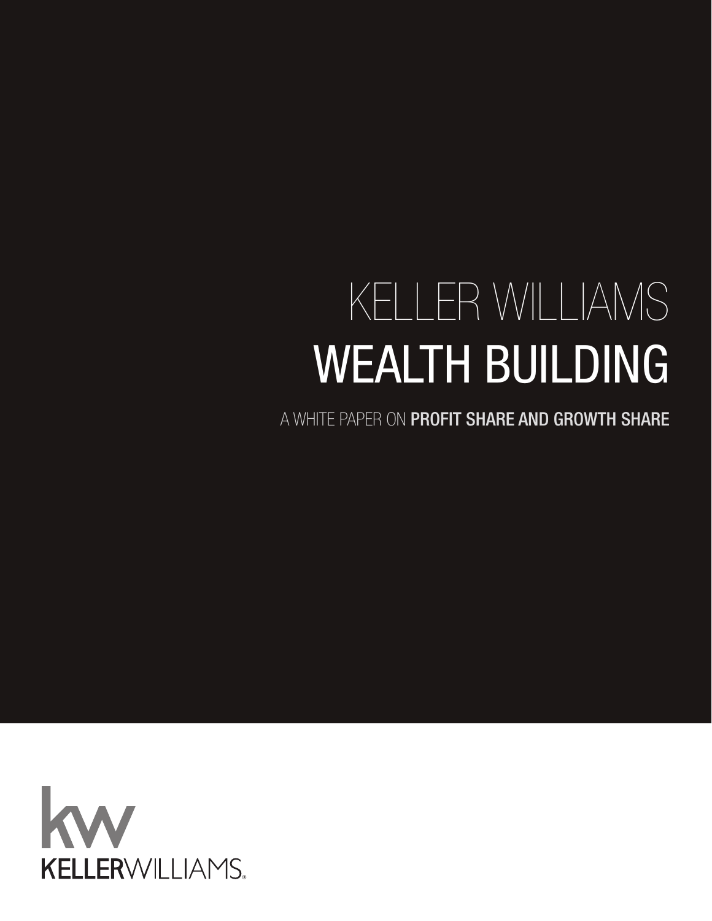# KELLER WILLIAMS WEALTH BUILDING

A WHITE PAPER ON **PROFIT SHARE AND GROWTH SHARE**

KELLERWILLIAMS.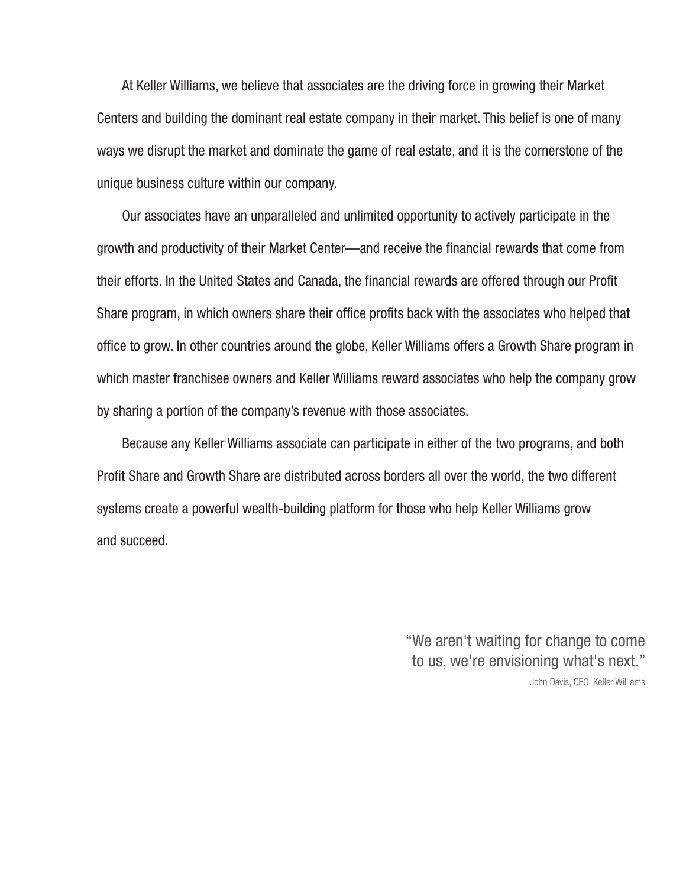At Keller Williams, we believe that associates are the driving force in growing their Market Centers and building the dominant real estate company in their market. This belief is one of many ways we disrupt the market and dominate the game of real estate, and it is the cornerstone of the unique business culture within our company.

Our associates have an unparalleled and unlimited opportunity to actively participate in the growth and productivity of their Market Center—and receive the financial rewards that come from their efforts. In the United States and Canada, the financial rewards are offered through our Profit Share program, in which owners share their office profits back with the associates who helped that office to grow. In other countries around the globe, Keller Williams offers a Growth Share program in which master franchisee owners and Keller Williams reward associates who help the company grow by sharing a portion of the company's revenue with those associates.

Because any Keller Williams associate can participate in either of the two programs, and both Profit Share and Growth Share are distributed across borders all over the world, the two different systems create a powerful wealth-building platform for those who help Keller Williams grow and succeed.

> "We aren't waiting for change to come to us, we're envisioning what's next."
>
> John Davis, CEO, Keller Williams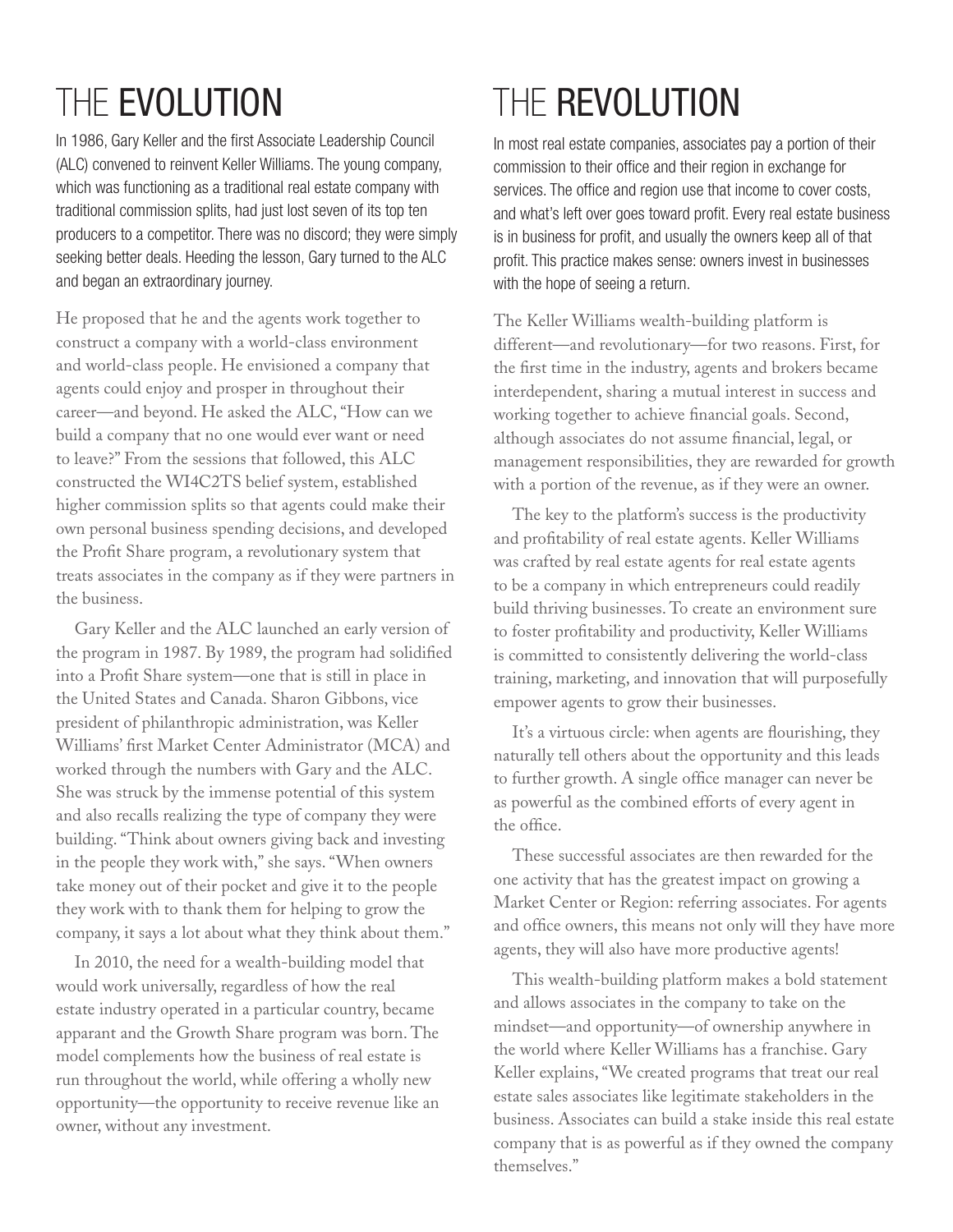# THE EVOLUTION

In 1986, Gary Keller and the first Associate Leadership Council (ALC) convened to reinvent Keller Williams. The young company, which was functioning as a traditional real estate company with traditional commission splits, had just lost seven of its top ten producers to a competitor. There was no discord; they were simply seeking better deals. Heeding the lesson, Gary turned to the ALC and began an extraordinary journey.

He proposed that he and the agents work together to construct a company with a world-class environment and world-class people. He envisioned a company that agents could enjoy and prosper in throughout their career—and beyond. He asked the ALC, "How can we build a company that no one would ever want or need to leave?" From the sessions that followed, this ALC constructed the WI4C2TS belief system, established higher commission splits so that agents could make their own personal business spending decisions, and developed the Profit Share program, a revolutionary system that treats associates in the company as if they were partners in the business.

Gary Keller and the ALC launched an early version of the program in 1987. By 1989, the program had solidified into a Profit Share system—one that is still in place in the United States and Canada. Sharon Gibbons, vice president of philanthropic administration, was Keller Williams' first Market Center Administrator (MCA) and worked through the numbers with Gary and the ALC. She was struck by the immense potential of this system and also recalls realizing the type of company they were building. "Think about owners giving back and investing in the people they work with," she says. "When owners take money out of their pocket and give it to the people they work with to thank them for helping to grow the company, it says a lot about what they think about them."

In 2010, the need for a wealth-building model that would work universally, regardless of how the real estate industry operated in a particular country, became apparant and the Growth Share program was born. The model complements how the business of real estate is run throughout the world, while offering a wholly new opportunity—the opportunity to receive revenue like an owner, without any investment.

# THE REVOLUTION

In most real estate companies, associates pay a portion of their commission to their office and their region in exchange for services. The office and region use that income to cover costs, and what's left over goes toward profit. Every real estate business is in business for profit, and usually the owners keep all of that profit. This practice makes sense: owners invest in businesses with the hope of seeing a return.

The Keller Williams wealth-building platform is different—and revolutionary—for two reasons. First, for the first time in the industry, agents and brokers became interdependent, sharing a mutual interest in success and working together to achieve financial goals. Second, although associates do not assume financial, legal, or management responsibilities, they are rewarded for growth with a portion of the revenue, as if they were an owner.

The key to the platform's success is the productivity and profitability of real estate agents. Keller Williams was crafted by real estate agents for real estate agents to be a company in which entrepreneurs could readily build thriving businesses. To create an environment sure to foster profitability and productivity, Keller Williams is committed to consistently delivering the world-class training, marketing, and innovation that will purposefully empower agents to grow their businesses.

It's a virtuous circle: when agents are flourishing, they naturally tell others about the opportunity and this leads to further growth. A single office manager can never be as powerful as the combined efforts of every agent in the office.

These successful associates are then rewarded for the one activity that has the greatest impact on growing a Market Center or Region: referring associates. For agents and office owners, this means not only will they have more agents, they will also have more productive agents!

This wealth-building platform makes a bold statement and allows associates in the company to take on the mindset—and opportunity—of ownership anywhere in the world where Keller Williams has a franchise. Gary Keller explains, "We created programs that treat our real estate sales associates like legitimate stakeholders in the business. Associates can build a stake inside this real estate company that is as powerful as if they owned the company themselves."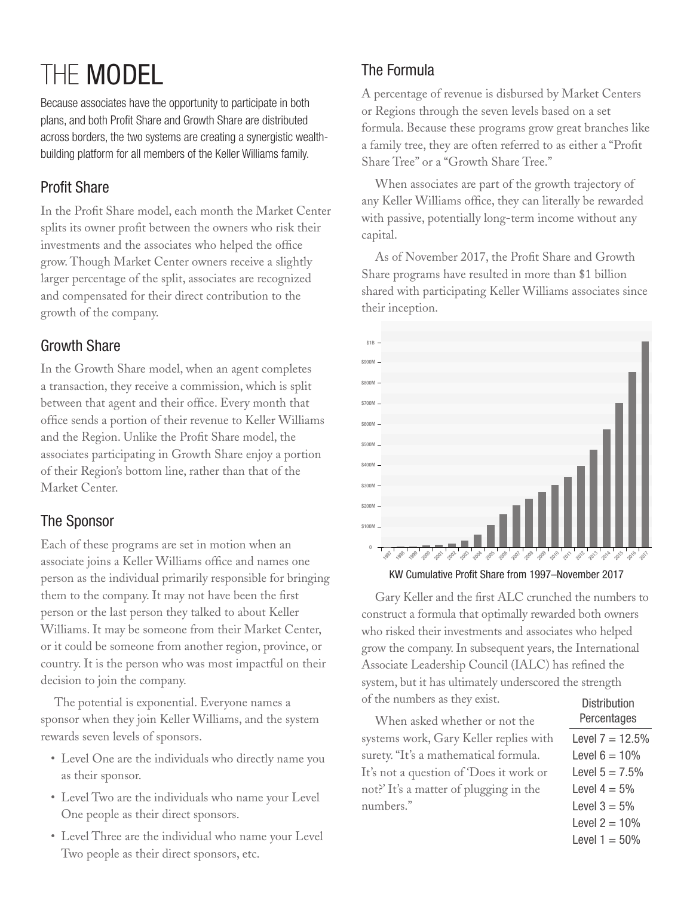# THE **MODEL**

Because associates have the opportunity to participate in both plans, and both Profit Share and Growth Share are distributed across borders, the two systems are creating a synergistic wealth-building platform for all members of the Keller Williams family.

## Profit Share

In the Profit Share model, each month the Market Center splits its owner profit between the owners who risk their investments and the associates who helped the office grow. Though Market Center owners receive a slightly larger percentage of the split, associates are recognized and compensated for their direct contribution to the growth of the company.

## Growth Share

In the Growth Share model, when an agent completes a transaction, they receive a commission, which is split between that agent and their office. Every month that office sends a portion of their revenue to Keller Williams and the Region. Unlike the Profit Share model, the associates participating in Growth Share enjoy a portion of their Region's bottom line, rather than that of the Market Center.

## The Sponsor

Each of these programs are set in motion when an associate joins a Keller Williams office and names one person as the individual primarily responsible for bringing them to the company. It may not have been the first person or the last person they talked to about Keller Williams. It may be someone from their Market Center, or it could be someone from another region, province, or country. It is the person who was most impactful on their decision to join the company.

The potential is exponential. Everyone names a sponsor when they join Keller Williams, and the system rewards seven levels of sponsors.

- Level One are the individuals who directly name you as their sponsor.
- Level Two are the individuals who name your Level One people as their direct sponsors.
- Level Three are the individual who name your Level Two people as their direct sponsors, etc.

## The Formula

A percentage of revenue is disbursed by Market Centers or Regions through the seven levels based on a set formula. Because these programs grow great branches like a family tree, they are often referred to as either a "Profit Share Tree" or a "Growth Share Tree."

When associates are part of the growth trajectory of any Keller Williams office, they can literally be rewarded with passive, potentially long-term income without any capital.

As of November 2017, the Profit Share and Growth Share programs have resulted in more than $1 billion shared with participating Keller Williams associates since their inception.

KW Cumulative Profit Share from 1997–November 2017

Gary Keller and the first ALC crunched the numbers to construct a formula that optimally rewarded both owners who risked their investments and associates who helped grow the company. In subsequent years, the International Associate Leadership Council (IALC) has refined the system, but it has ultimately underscored the strength of the numbers as they exist.

When asked whether or not the systems work, Gary Keller replies with surety. "It's a mathematical formula. It's not a question of 'Does it work or not?' It's a matter of plugging in the numbers."

| Distribution Percentages |
|---|
| Level 7 = 12.5% |
| Level 6 = 10% |
| Level 5 = 7.5% |
| Level 4 = 5% |
| Level 3 = 5% |
| Level 2 = 10% |
| Level 1 = 50% |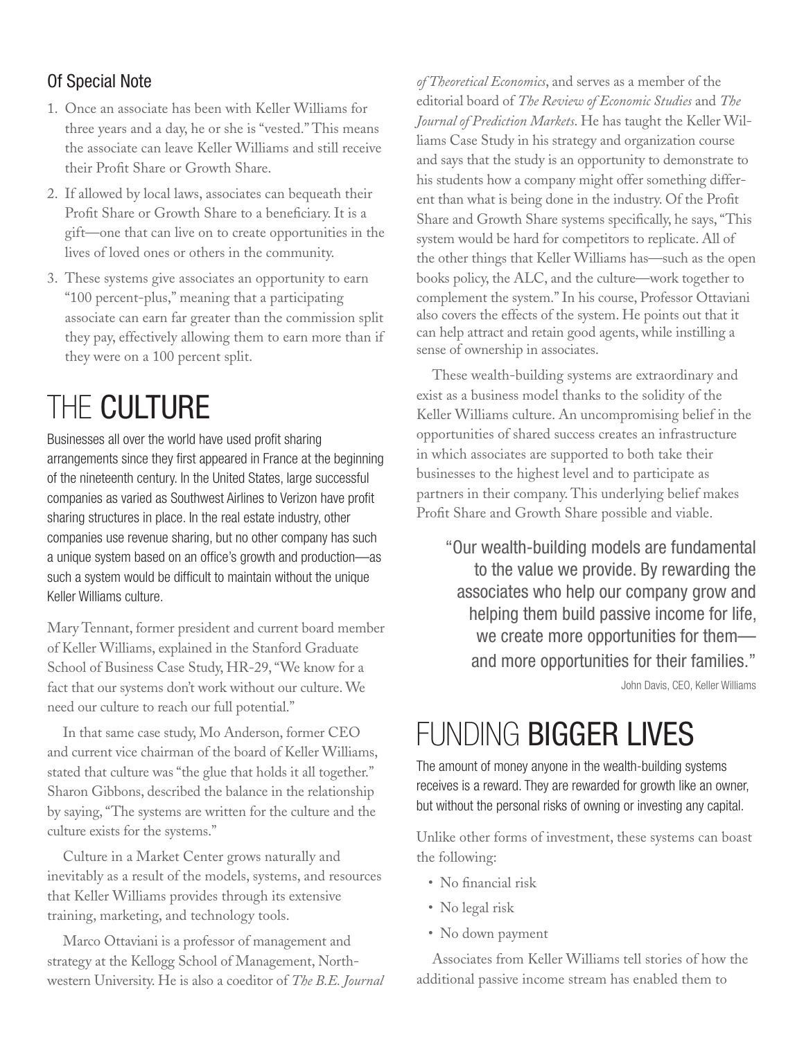### Of Special Note

1. Once an associate has been with Keller Williams for three years and a day, he or she is "vested." This means the associate can leave Keller Williams and still receive their Profit Share or Growth Share.
2. If allowed by local laws, associates can bequeath their Profit Share or Growth Share to a beneficiary. It is a gift—one that can live on to create opportunities in the lives of loved ones or others in the community.
3. These systems give associates an opportunity to earn "100 percent-plus," meaning that a participating associate can earn far greater than the commission split they pay, effectively allowing them to earn more than if they were on a 100 percent split.

## THE CULTURE

Businesses all over the world have used profit sharing arrangements since they first appeared in France at the beginning of the nineteenth century. In the United States, large successful companies as varied as Southwest Airlines to Verizon have profit sharing structures in place. In the real estate industry, other companies use revenue sharing, but no other company has such a unique system based on an office's growth and production—as such a system would be difficult to maintain without the unique Keller Williams culture.

Mary Tennant, former president and current board member of Keller Williams, explained in the Stanford Graduate School of Business Case Study, HR-29, "We know for a fact that our systems don't work without our culture. We need our culture to reach our full potential."

In that same case study, Mo Anderson, former CEO and current vice chairman of the board of Keller Williams, stated that culture was "the glue that holds it all together." Sharon Gibbons, described the balance in the relationship by saying, "The systems are written for the culture and the culture exists for the systems."

Culture in a Market Center grows naturally and inevitably as a result of the models, systems, and resources that Keller Williams provides through its extensive training, marketing, and technology tools.

Marco Ottaviani is a professor of management and strategy at the Kellogg School of Management, Northwestern University. He is also a coeditor of *The B.E. Journal of Theoretical Economics*, and serves as a member of the editorial board of *The Review of Economic Studies* and *The Journal of Prediction Markets*. He has taught the Keller Williams Case Study in his strategy and organization course and says that the study is an opportunity to demonstrate to his students how a company might offer something different than what is being done in the industry. Of the Profit Share and Growth Share systems specifically, he says, "This system would be hard for competitors to replicate. All of the other things that Keller Williams has—such as the open books policy, the ALC, and the culture—work together to complement the system." In his course, Professor Ottaviani also covers the effects of the system. He points out that it can help attract and retain good agents, while instilling a sense of ownership in associates.

These wealth-building systems are extraordinary and exist as a business model thanks to the solidity of the Keller Williams culture. An uncompromising belief in the opportunities of shared success creates an infrastructure in which associates are supported to both take their businesses to the highest level and to participate as partners in their company. This underlying belief makes Profit Share and Growth Share possible and viable.

> "Our wealth-building models are fundamental to the value we provide. By rewarding the associates who help our company grow and helping them build passive income for life, we create more opportunities for them—and more opportunities for their families."
>
> John Davis, CEO, Keller Williams

## FUNDING BIGGER LIVES

The amount of money anyone in the wealth-building systems receives is a reward. They are rewarded for growth like an owner, but without the personal risks of owning or investing any capital.

Unlike other forms of investment, these systems can boast the following:

- No financial risk
- No legal risk
- No down payment

Associates from Keller Williams tell stories of how the additional passive income stream has enabled them to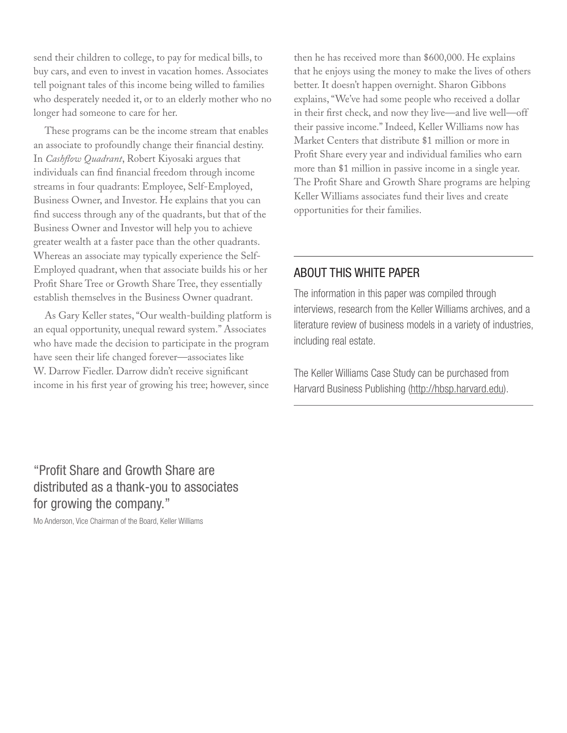send their children to college, to pay for medical bills, to buy cars, and even to invest in vacation homes. Associates tell poignant tales of this income being willed to families who desperately needed it, or to an elderly mother who no longer had someone to care for her.

These programs can be the income stream that enables an associate to profoundly change their financial destiny. In *Cashflow Quadrant*, Robert Kiyosaki argues that individuals can find financial freedom through income streams in four quadrants: Employee, Self-Employed, Business Owner, and Investor. He explains that you can find success through any of the quadrants, but that of the Business Owner and Investor will help you to achieve greater wealth at a faster pace than the other quadrants. Whereas an associate may typically experience the Self-Employed quadrant, when that associate builds his or her Profit Share Tree or Growth Share Tree, they essentially establish themselves in the Business Owner quadrant.

As Gary Keller states, "Our wealth-building platform is an equal opportunity, unequal reward system." Associates who have made the decision to participate in the program have seen their life changed forever—associates like W. Darrow Fiedler. Darrow didn't receive significant income in his first year of growing his tree; however, since then he has received more than $600,000. He explains that he enjoys using the money to make the lives of others better. It doesn't happen overnight. Sharon Gibbons explains, "We've had some people who received a dollar in their first check, and now they live—and live well—off their passive income." Indeed, Keller Williams now has Market Centers that distribute $1 million or more in Profit Share every year and individual families who earn more than $1 million in passive income in a single year. The Profit Share and Growth Share programs are helping Keller Williams associates fund their lives and create opportunities for their families.

> "Profit Share and Growth Share are distributed as a thank-you to associates for growing the company."
>
> Mo Anderson, Vice Chairman of the Board, Keller Williams

## ABOUT THIS WHITE PAPER

The information in this paper was compiled through interviews, research from the Keller Williams archives, and a literature review of business models in a variety of industries, including real estate.

The Keller Williams Case Study can be purchased from Harvard Business Publishing (http://hbsp.harvard.edu).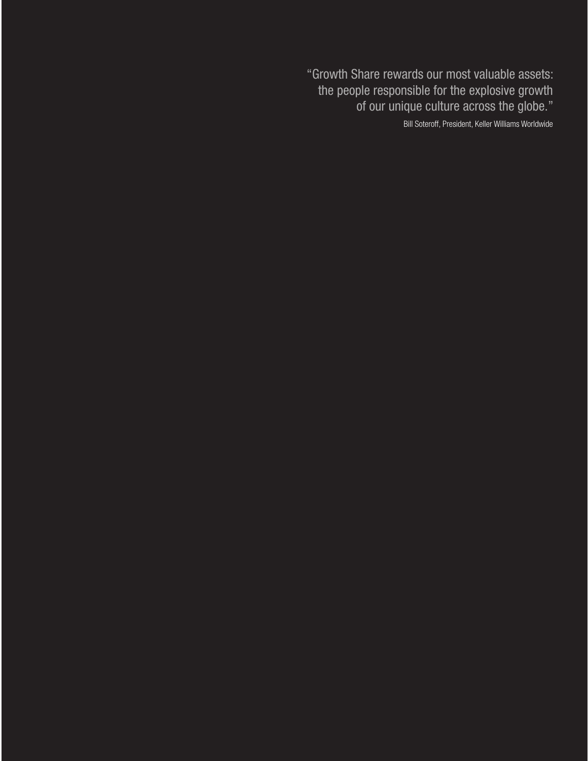> "Growth Share rewards our most valuable assets: the people responsible for the explosive growth of our unique culture across the globe."
>
> Bill Soteroff, President, Keller Williams Worldwide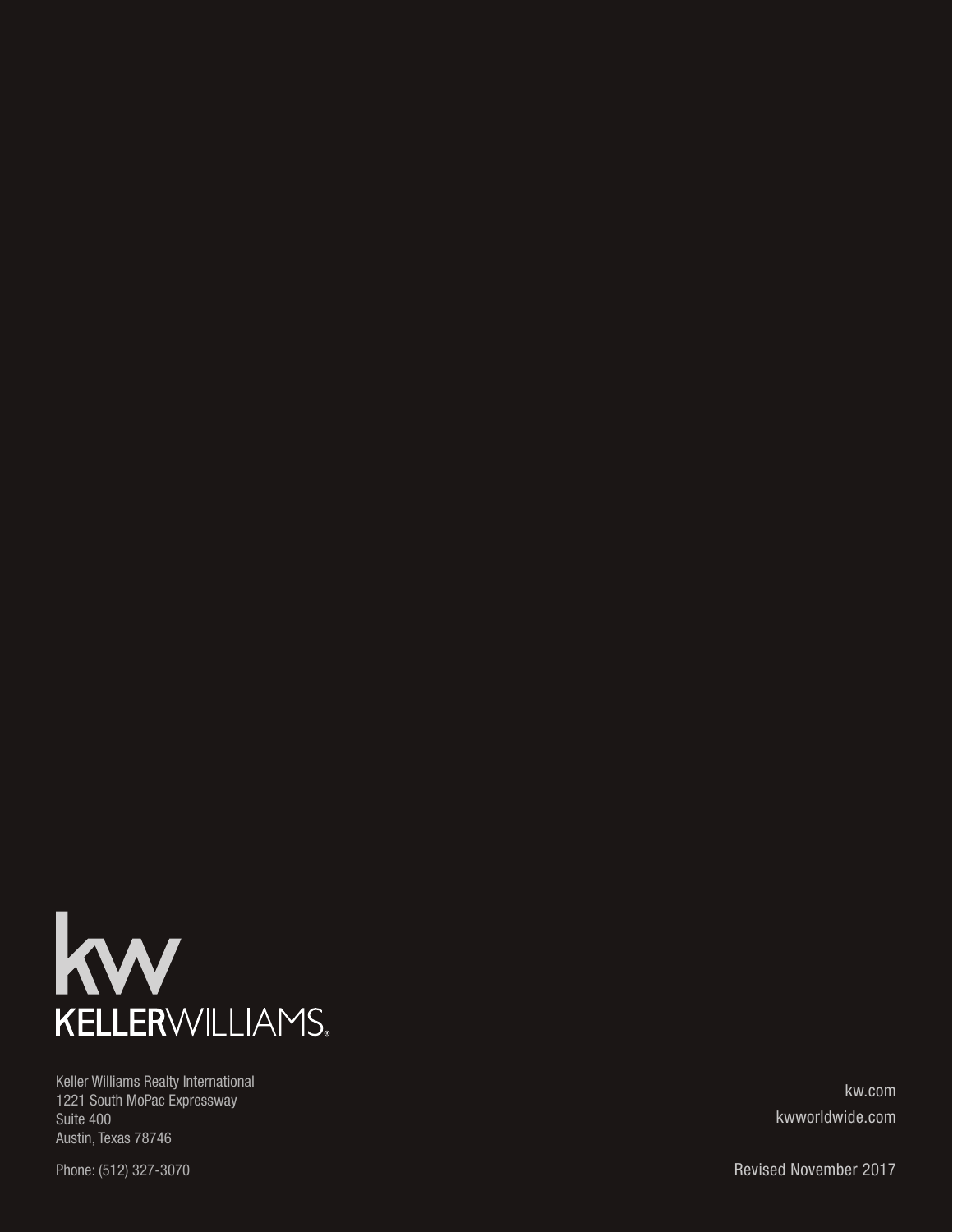KELLERWILLIAMS.

Keller Williams Realty International
1221 South MoPac Expressway
Suite 400
Austin, Texas 78746

Phone: (512) 327-3070

kw.com
kwworldwide.com

Revised November 2017